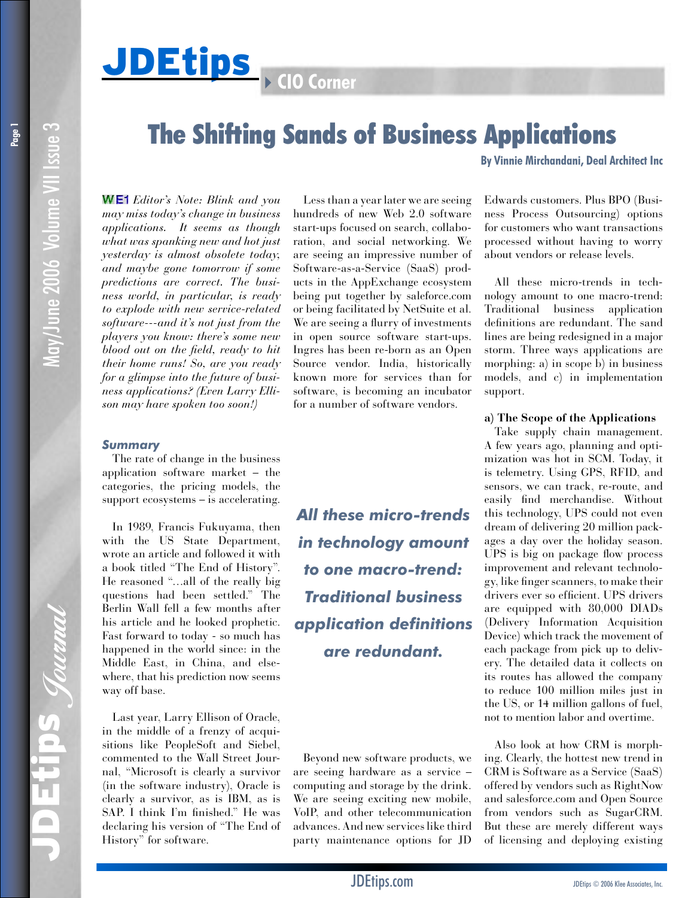# The Shifting Sands of Business Applications

**By Vinnie Mirchandani, Deal Architect Inc**

WE1 *Editor's Note: Blink and you may miss today's change in business applications. It seems as though what was spanking new and hot just yesterday is almost obsolete today, and maybe gone tomorrow if some predictions are correct. The business world, in particular, is ready to explode with new service-related software---and it's not just from the players you know: there's some new blood out on the field, ready to hit their home runs! So, are you ready for a glimpse into the future of business applications? (Even Larry Ellison may have spoken too soon!)*

### Summary

The rate of change in the business application software market – the categories, the pricing models, the support ecosystems – is accelerating.

In 1989, Francis Fukuyama, then with the US State Department, wrote an article and followed it with a book titled "The End of History". He reasoned "…all of the really big questions had been settled." The Berlin Wall fell a few months after his article and he looked prophetic. Fast forward to today - so much has happened in the world since: in the Middle East, in China, and elsewhere, that his prediction now seems way off base.

Last year, Larry Ellison of Oracle, in the middle of a frenzy of acquisitions like PeopleSoft and Siebel, commented to the Wall Street Journal, "Microsoft is clearly a survivor (in the software industry), Oracle is clearly a survivor, as is IBM, as is SAP. I think I'm finished." He was declaring his version of "The End of History" for software.

Less than a year later we are seeing hundreds of new Web 2.0 software start-ups focused on search, collaboration, and social networking. We are seeing an impressive number of Software-as-a-Service (SaaS) products in the AppExchange ecosystem being put together by saleforce.com or being facilitated by NetSuite et al. We are seeing a flurry of investments in open source software start-ups. Ingres has been re-born as an Open Source vendor. India, historically known more for services than for software, is becoming an incubator for a number of software vendors.

***All these micro-trends in technology amount to one macro-trend: Traditional business application definitions are redundant.***

Beyond new software products, we are seeing hardware as a service – computing and storage by the drink. We are seeing exciting new mobile, VoIP, and other telecommunication advances. And new services like third party maintenance options for JD Edwards customers. Plus BPO (Business Process Outsourcing) options for customers who want transactions processed without having to worry about vendors or release levels.

All these micro-trends in technology amount to one macro-trend: Traditional business application definitions are redundant. The sand lines are being redesigned in a major storm. Three ways applications are morphing: a) in scope b) in business models, and c) in implementation support.

### a) The Scope of the Applications

Take supply chain management. A few years ago, planning and optimization was hot in SCM. Today, it is telemetry. Using GPS, RFID, and sensors, we can track, re-route, and easily find merchandise. Without this technology, UPS could not even dream of delivering 20 million packages a day over the holiday season. UPS is big on package flow process improvement and relevant technology, like finger scanners, to make their drivers ever so efficient. UPS drivers are equipped with 80,000 DIADs (Delivery Information Acquisition Device) which track the movement of each package from pick up to delivery. The detailed data it collects on its routes has allowed the company to reduce 100 million miles just in the US, or 14 million gallons of fuel, not to mention labor and overtime.

Also look at how CRM is morphing. Clearly, the hottest new trend in CRM is Software as a Service (SaaS) offered by vendors such as RightNow and salesforce.com and Open Source from vendors such as SugarCRM. But these are merely different ways of licensing and deploying existing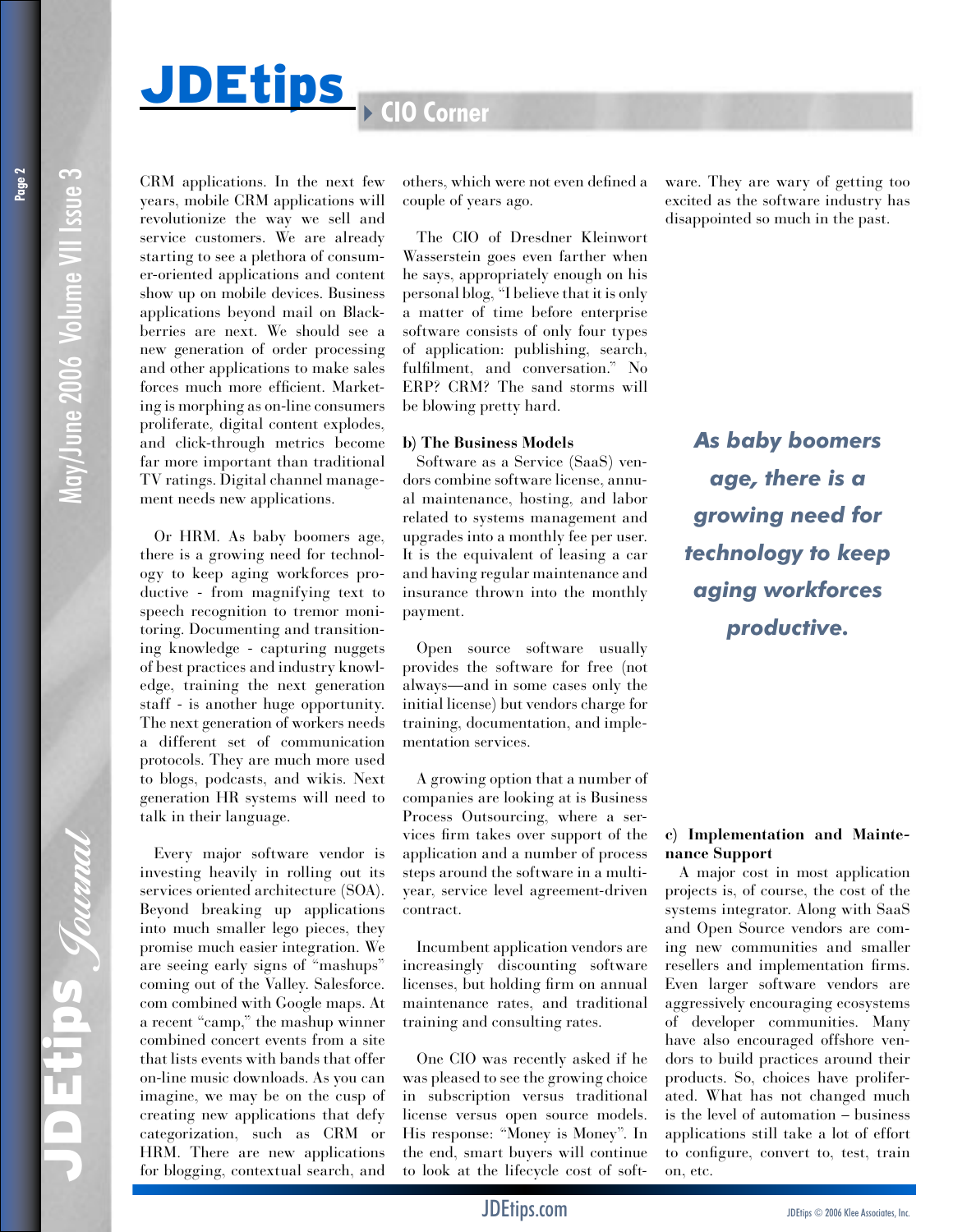CRM applications. In the next few years, mobile CRM applications will revolutionize the way we sell and service customers. We are already starting to see a plethora of consumer-oriented applications and content show up on mobile devices. Business applications beyond mail on Blackberries are next. We should see a new generation of order processing and other applications to make sales forces much more efficient. Marketing is morphing as on-line consumers proliferate, digital content explodes, and click-through metrics become far more important than traditional TV ratings. Digital channel management needs new applications.

Or HRM. As baby boomers age, there is a growing need for technology to keep aging workforces productive - from magnifying text to speech recognition to tremor monitoring. Documenting and transitioning knowledge - capturing nuggets of best practices and industry knowledge, training the next generation staff - is another huge opportunity. The next generation of workers needs a different set of communication protocols. They are much more used to blogs, podcasts, and wikis. Next generation HR systems will need to talk in their language.

Every major software vendor is investing heavily in rolling out its services oriented architecture (SOA). Beyond breaking up applications into much smaller lego pieces, they promise much easier integration. We are seeing early signs of "mashups" coming out of the Valley. Salesforce.com combined with Google maps. At a recent "camp," the mashup winner combined concert events from a site that lists events with bands that offer on-line music downloads. As you can imagine, we may be on the cusp of creating new applications that defy categorization, such as CRM or HRM. There are new applications for blogging, contextual search, and others, which were not even defined a couple of years ago.

The CIO of Dresdner Kleinwort Wasserstein goes even farther when he says, appropriately enough on his personal blog, "I believe that it is only a matter of time before enterprise software consists of only four types of application: publishing, search, fulfilment, and conversation." No ERP? CRM? The sand storms will be blowing pretty hard.

**b) The Business Models**

Software as a Service (SaaS) vendors combine software license, annual maintenance, hosting, and labor related to systems management and upgrades into a monthly fee per user. It is the equivalent of leasing a car and having regular maintenance and insurance thrown into the monthly payment.

Open source software usually provides the software for free (not always—and in some cases only the initial license) but vendors charge for training, documentation, and implementation services.

A growing option that a number of companies are looking at is Business Process Outsourcing, where a services firm takes over support of the application and a number of process steps around the software in a multi-year, service level agreement-driven contract.

Incumbent application vendors are increasingly discounting software licenses, but holding firm on annual maintenance rates, and traditional training and consulting rates.

One CIO was recently asked if he was pleased to see the growing choice in subscription versus traditional license versus open source models. His response: "Money is Money". In the end, smart buyers will continue to look at the lifecycle cost of software. They are wary of getting too excited as the software industry has disappointed so much in the past.

***As baby boomers age, there is a growing need for technology to keep aging workforces productive.***

**c) Implementation and Maintenance Support**

A major cost in most application projects is, of course, the cost of the systems integrator. Along with SaaS and Open Source vendors are coming new communities and smaller resellers and implementation firms. Even larger software vendors are aggressively encouraging ecosystems of developer communities. Many have also encouraged offshore vendors to build practices around their products. So, choices have proliferated. What has not changed much is the level of automation – business applications still take a lot of effort to configure, convert to, test, train on, etc.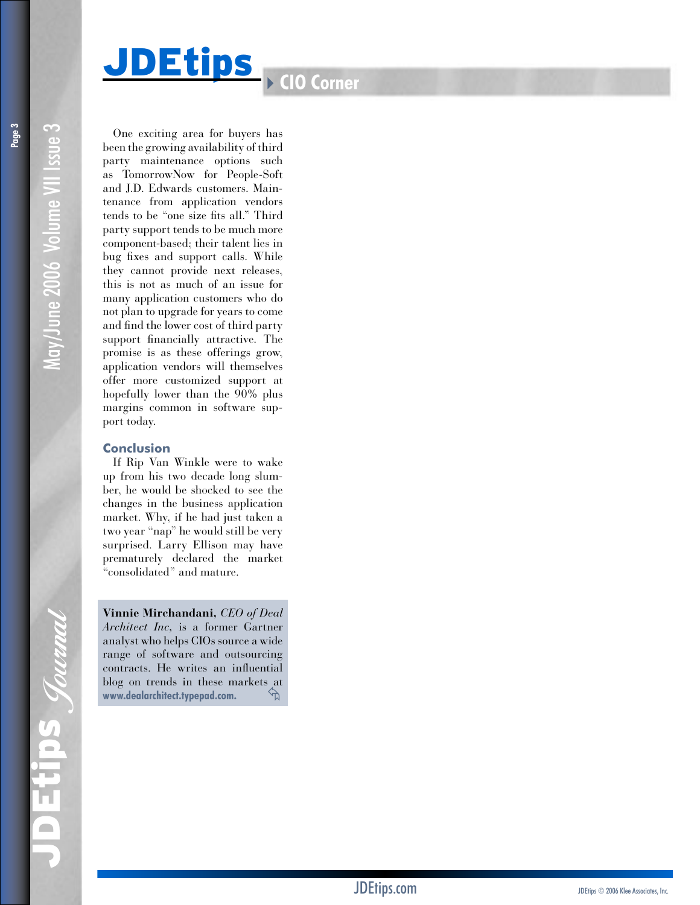One exciting area for buyers has been the growing availability of third party maintenance options such as TomorrowNow for People-Soft and J.D. Edwards customers. Maintenance from application vendors tends to be "one size fits all." Third party support tends to be much more component-based; their talent lies in bug fixes and support calls. While they cannot provide next releases, this is not as much of an issue for many application customers who do not plan to upgrade for years to come and find the lower cost of third party support financially attractive. The promise is as these offerings grow, application vendors will themselves offer more customized support at hopefully lower than the 90% plus margins common in software support today.

### Conclusion

If Rip Van Winkle were to wake up from his two decade long slumber, he would be shocked to see the changes in the business application market. Why, if he had just taken a two year "nap" he would still be very surprised. Larry Ellison may have prematurely declared the market "consolidated" and mature.

**Vinnie Mirchandani**, *CEO of Deal Architect Inc*, is a former Gartner analyst who helps CIOs source a wide range of software and outsourcing contracts. He writes an influential blog on trends in these markets at **www.dealarchitect.typepad.com.**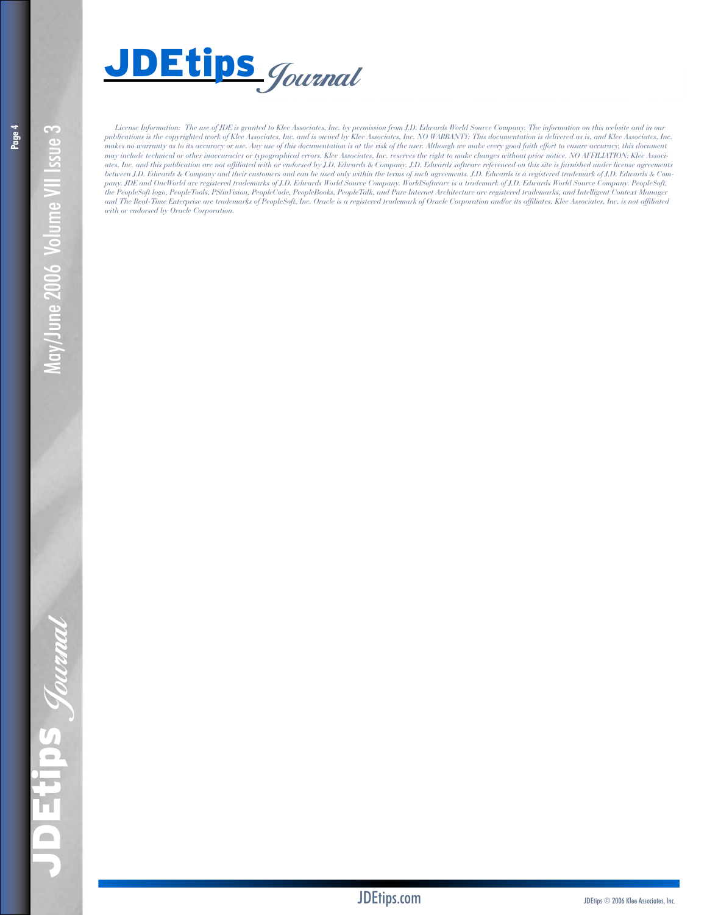*License Information: The use of JDE is granted to Klee Associates, Inc. by permission from J.D. Edwards World Source Company. The information on this website and in our publications is the copyrighted work of Klee Associates, Inc. and is owned by Klee Associates, Inc. NO WARRANTY: This documentation is delivered as is, and Klee Associates, Inc. makes no warranty as to its accuracy or use. Any use of this documentation is at the risk of the user. Although we make every good faith effort to ensure accuracy, this document may include technical or other inaccuracies or typographical errors. Klee Associates, Inc. reserves the right to make changes without prior notice. NO AFFILIATION: Klee Associates, Inc. and this publication are not affiliated with or endorsed by J.D. Edwards & Company. J.D. Edwards software referenced on this site is furnished under license agreements between J.D. Edwards & Company and their customers and can be used only within the terms of such agreements. J.D. Edwards is a registered trademark of J.D. Edwards & Company. JDE and OneWorld are registered trademarks of J.D. Edwards World Source Company. WorldSoftware is a trademark of J.D. Edwards World Source Company. PeopleSoft, the PeopleSoft logo, PeopleTools, PS/nVision, PeopleCode, PeopleBooks, PeopleTalk, and Pure Internet Architecture are registered trademarks, and Intelligent Context Manager and The Real-Time Enterprise are trademarks of PeopleSoft, Inc. Oracle is a registered trademark of Oracle Corporation and/or its affiliates. Klee Associates, Inc. is not affiliated with or endorsed by Oracle Corporation.*